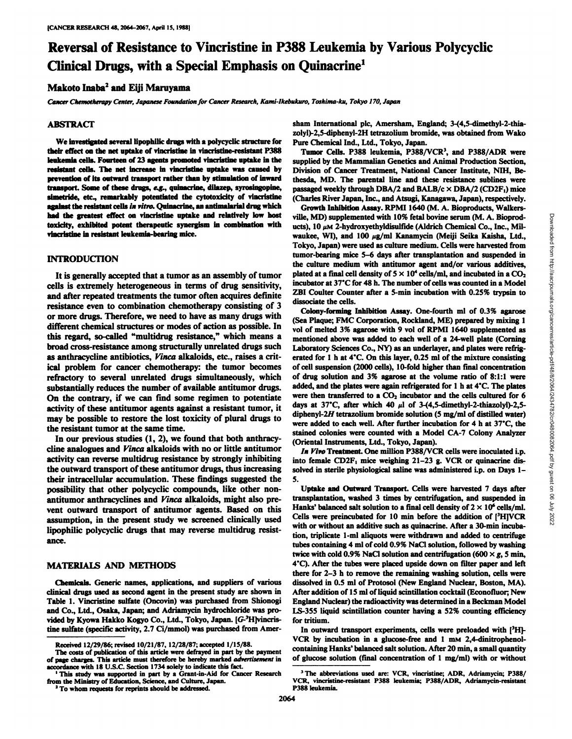# Reversal of Resistance to Vincristine in P388 Leukemia by Various Polycyclic Clinical Drugs, with a Special Emphasis on Quinacrine[1]

Makoto Inaba[2] and Eiji Maruyama

*Cancer Chemotherapy Center, Japanese Foundation for Cancer Research, Kami-Ikebukuro, Toshima-ku, Tokyo 170, Japan*

## ABSTRACT

We investigated several lipophilic drugs with a polycyclic structure for their effect on the net uptake of vincristine in vincristine-resistant P388 leukemia cells. Fourteen of 23 agents promoted vincristine uptake in the resistant cells. The net increase in vincristine uptake was caused by prevention of its outward transport rather than by stimulation of inward transport. Some of these drugs, *e.g.*, quinacrine, dilazep, syrosingopine, simetride, etc., remarkably potentiated the cytotoxicity of vincristine against the resistant cells *in vitro*. Quinacrine, an antimalarial drug which had the greatest effect on vincristine uptake and relatively low host toxicity, exhibited potent therapeutic synergism in combination with vincristine in resistant leukemia-bearing mice.

## INTRODUCTION

It is generally accepted that a tumor as an assembly of tumor cells is extremely heterogeneous in terms of drug sensitivity, and after repeated treatments the tumor often acquires definite resistance even to combination chemotherapy consisting of 3 or more drugs. Therefore, we need to have as many drugs with different chemical structures or modes of action as possible. In this regard, so-called "multidrug resistance," which means a broad cross-resistance among structurally unrelated drugs such as anthracycline antibiotics, *Vinca* alkaloids, etc., raises a critical problem for cancer chemotherapy: the tumor becomes refractory to several unrelated drugs simultaneously, which substantially reduces the number of available antitumor drugs. On the contrary, if we can find some regimen to potentiate activity of these antitumor agents against a resistant tumor, it may be possible to restore the lost toxicity of plural drugs to the resistant tumor at the same time.

In our previous studies (1, 2), we found that both anthracycline analogues and *Vinca* alkaloids with no or little antitumor activity can reverse multidrug resistance by strongly inhibiting the outward transport of these antitumor drugs, thus increasing their intracellular accumulation. These findings suggested the possibility that other polycyclic compounds, like other nonantitumor anthracyclines and *Vinca* alkaloids, might also prevent outward transport of antitumor agents. Based on this assumption, in the present study we screened clinically used lipophilic polycyclic drugs that may reverse multidrug resistance.

## MATERIALS AND METHODS

**Chemicals.** Generic names, applications, and suppliers of various clinical drugs used as second agent in the present study are shown in Table 1. Vincristine sulfate (Oncovin) was purchased from Shionogi and Co., Ltd., Osaka, Japan; and Adriamycin hydrochloride was provided by Kyowa Hakko Kogyo Co., Ltd., Tokyo, Japan. [G-$^3$H]vincristine sulfate (specific activity, 2.7 Ci/mmol) was purchased from Amersham International plc, Amersham, England; 3-(4,5-dimethyl-2-thiazolyl)-2,5-diphenyl-2H tetrazolium bromide, was obtained from Wako Pure Chemical Ind., Ltd., Tokyo, Japan.

**Tumor Cells.** P388 leukemia, P388/VCR[3], and P388/ADR were supplied by the Mammalian Genetics and Animal Production Section, Division of Cancer Treatment, National Cancer Institute, NIH, Bethesda, MD. The parental line and these resistance sublines were passaged weekly through DBA/2 and BALB/c × DBA/2 (CD2F$_1$) mice (Charles River Japan, Inc., and Atsugi, Kanagawa, Japan), respectively.

**Growth Inhibition Assay.** RPMI 1640 (M. A. Bioproducts, Walkersville, MD) supplemented with 10% fetal bovine serum (M. A. Bioproducts), 10 μM 2-hydroxyethyldisulfide (Aldrich Chemical Co., Inc., Milwaukee, WI), and 100 μg/ml Kanamycin (Meiji Seika Kaisha, Ltd., Tokyo, Japan) were used as culture medium. Cells were harvested from tumor-bearing mice 5–6 days after transplantation and suspended in the culture medium with antitumor agent and/or various additives, plated at a final cell density of $5 \times 10^4$ cells/ml, and incubated in a $CO_2$ incubator at 37°C for 48 h. The number of cells was counted in a Model ZBI Coulter Counter after a 5-min incubation with 0.25% trypsin to dissociate the cells.

**Colony-forming Inhibition Assay.** One-fourth ml of 0.3% agarose (Sea Plaque; FMC Corporation, Rockland, ME) prepared by mixing 1 vol of melted 3% agarose with 9 vol of RPMI 1640 supplemented as mentioned above was added to each well of a 24-well plate (Corning Laboratory Sciences Co., NY) as an underlayer, and plates were refrigerated for 1 h at 4°C. On this layer, 0.25 ml of the mixture consisting of cell suspension (2000 cells), 10-fold higher than final concentration of drug solution and 3% agarose at the volume ratio of 8:1:1 were added, and the plates were again refrigerated for 1 h at 4°C. The plates were then transferred to a $CO_2$ incubator and the cells cultured for 6 days at 37°C, after which 40 μl of 3-(4,5-dimethyl-2-thiazolyl)-2,5-diphenyl-2*H* tetrazolium bromide solution (5 mg/ml of distilled water) were added to each well. After further incubation for 4 h at 37°C, the stained colonies were counted with a Model CA-7 Colony Analyzer (Oriental Instruments, Ltd., Tokyo, Japan).

***In Vivo* Treatment.** One million P388/VCR cells were inoculated i.p. into female CD2F$_1$ mice weighing 21–23 g. VCR or quinacrine dissolved in sterile physiological saline was administered i.p. on Days 1–5.

**Uptake and Outward Transport.** Cells were harvested 7 days after transplantation, washed 3 times by centrifugation, and suspended in Hanks' balanced salt solution to a final cell density of $2 \times 10^6$ cells/ml. Cells were preincubated for 10 min before the addition of [$^3$H]VCR with or without an additive such as quinacrine. After a 30-min incubation, triplicate 1-ml aliquots were withdrawn and added to centrifuge tubes containing 4 ml of cold 0.9% NaCl solution, followed by washing twice with cold 0.9% NaCl solution and centrifugation (600 × *g*, 5 min, 4°C). After the tubes were placed upside down on filter paper and left there for 2–3 h to remove the remaining washing solution, cells were dissolved in 0.5 ml of Protosol (New England Nuclear, Boston, MA). After addition of 15 ml of liquid scintillation cocktail (Econofluor; New England Nuclear) the radioactivity was determined in a Beckman Model LS-355 liquid scintillation counter having a 52% counting efficiency for tritium.

In outward transport experiments, cells were preloaded with [$^3$H]-VCR by incubation in a glucose-free and 1 mM 2,4-dinitrophenol-containing Hanks' balanced salt solution. After 20 min, a small quantity of glucose solution (final concentration of 1 mg/ml) with or without

Received 12/29/86; revised 10/21/87, 12/28/87; accepted 1/15/88.

The costs of publication of this article were defrayed in part by the payment of page charges. This article must therefore be hereby marked *advertisement* in accordance with 18 U.S.C. Section 1734 solely to indicate this fact.

[1] This study was supported in part by a Grant-in-Aid for Cancer Research from the Ministry of Education, Science, and Culture, Japan.

[2] To whom requests for reprints should be addressed.

[3] The abbreviations used are: VCR, vincristine; ADR, Adriamycin; P388/VCR, vincristine-resistant P388 leukemia; P388/ADR, Adriamycin-resistant P388 leukemia.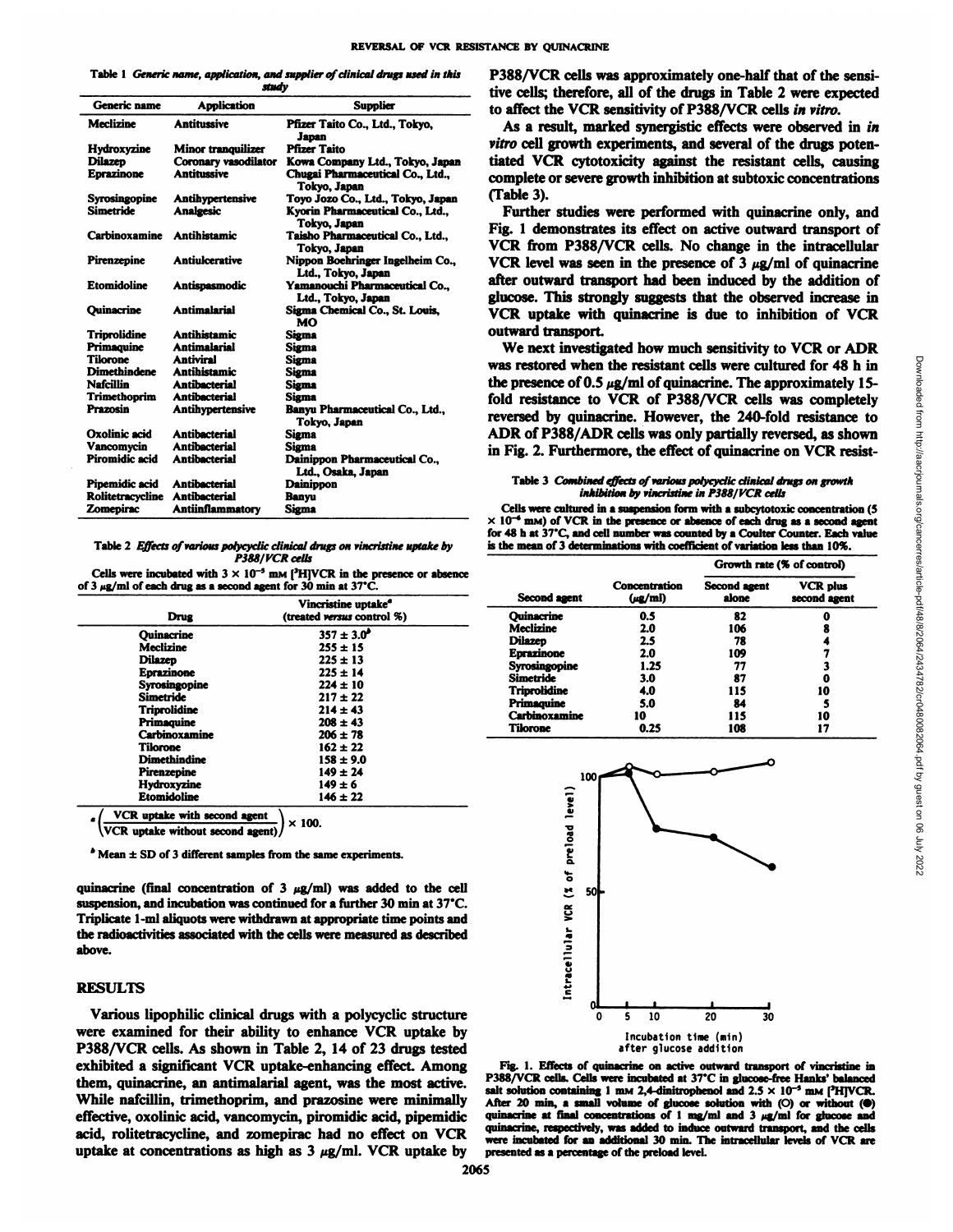Table 1 *Generic name, application, and supplier of clinical drugs used in this study*

| Generic name | Application | Supplier |
|---|---|---|
| Meclizine | Antitussive | Pfizer Taito Co., Ltd., Tokyo, Japan |
| Hydroxyzine | Minor tranquilizer | Pfizer Taito |
| Dilazep | Coronary vasodilator | Kowa Company Ltd., Tokyo, Japan |
| Eprazinone | Antitussive | Chugai Pharmaceutical Co., Ltd., Tokyo, Japan |
| Syrosingopine | Antihypertensive | Toyo Jozo Co., Ltd., Tokyo, Japan |
| Simetride | Analgesic | Kyorin Pharmaceutical Co., Ltd., Tokyo, Japan |
| Carbinoxamine | Antihistamic | Taisho Pharmaceutical Co., Ltd., Tokyo, Japan |
| Pirenzepine | Antiulcerative | Nippon Boehringer Ingelheim Co., Ltd., Tokyo, Japan |
| Etomidoline | Antispasmodic | Yamanouchi Pharmaceutical Co., Ltd., Tokyo, Japan |
| Quinacrine | Antimalarial | Sigma Chemical Co., St. Louis, MO |
| Triprolidine | Antihistamic | Sigma |
| Primaquine | Antimalarial | Sigma |
| Tilorone | Antiviral | Sigma |
| Dimethindene | Antihistamic | Sigma |
| Nafcillin | Antibacterial | Sigma |
| Trimethoprim | Antibacterial | Sigma |
| Prazosin | Antihypertensive | Banyu Pharmaceutical Co., Ltd., Tokyo, Japan |
| Oxolinic acid | Antibacterial | Sigma |
| Vancomycin | Antibacterial | Sigma |
| Piromidic acid | Antibacterial | Dainippon Pharmaceutical Co., Ltd., Osaka, Japan |
| Pipemidic acid | Antibacterial | Dainippon |
| Rolitetracycline | Antibacterial | Banyu |
| Zomepirac | Antiinflammatory | Sigma |

Table 2 *Effects of various polycyclic clinical drugs on vincristine uptake by P388/VCR cells*

Cells were incubated with $3 \times 10^{-5}$ mM [³H]VCR in the presence or absence of 3 µg/ml of each drug as a second agent for 30 min at 37°C.

| Drug | Vincristine uptake[a] (treated *versus* control %) |
|---|---|
| Quinacrine | 357 ± 3.0[b] |
| Meclizine | 255 ± 15 |
| Dilazep | 225 ± 13 |
| Eprazinone | 225 ± 14 |
| Syrosingopine | 224 ± 10 |
| Simetride | 217 ± 22 |
| Triprolidine | 214 ± 43 |
| Primaquine | 208 ± 43 |
| Carbinoxamine | 206 ± 78 |
| Tilorone | 162 ± 22 |
| Dimethindine | 158 ± 9.0 |
| Pirenzepine | 149 ± 24 |
| Hydroxyzine | 149 ± 6 |
| Etomidoline | 146 ± 22 |

[a] $\left(\frac{\text{VCR uptake with second agent}}{\text{VCR uptake without second agent}}\right) \times 100.$

[b] Mean ± SD of 3 different samples from the same experiments.

quinacrine (final concentration of 3 µg/ml) was added to the cell suspension, and incubation was continued for a further 30 min at 37°C. Triplicate 1-ml aliquots were withdrawn at appropriate time points and the radioactivities associated with the cells were measured as described above.

## RESULTS

Various lipophilic clinical drugs with a polycyclic structure were examined for their ability to enhance VCR uptake by P388/VCR cells. As shown in Table 2, 14 of 23 drugs tested exhibited a significant VCR uptake-enhancing effect. Among them, quinacrine, an antimalarial agent, was the most active. While nafcillin, trimethoprim, and prazosine were minimally effective, oxolinic acid, vancomycin, piromidic acid, pipemidic acid, rolitetracycline, and zomepirac had no effect on VCR uptake at concentrations as high as 3 µg/ml. VCR uptake by P388/VCR cells was approximately one-half that of the sensitive cells; therefore, all of the drugs in Table 2 were expected to affect the VCR sensitivity of P388/VCR cells *in vitro*.

As a result, marked synergistic effects were observed in *in vitro* cell growth experiments, and several of the drugs potentiated VCR cytotoxicity against the resistant cells, causing complete or severe growth inhibition at subtoxic concentrations (Table 3).

Further studies were performed with quinacrine only, and Fig. 1 demonstrates its effect on active outward transport of VCR from P388/VCR cells. No change in the intracellular VCR level was seen in the presence of 3 µg/ml of quinacrine after outward transport had been induced by the addition of glucose. This strongly suggests that the observed increase in VCR uptake with quinacrine is due to inhibition of VCR outward transport.

We next investigated how much sensitivity to VCR or ADR was restored when the resistant cells were cultured for 48 h in the presence of 0.5 µg/ml of quinacrine. The approximately 15-fold resistance to VCR of P388/VCR cells was completely reversed by quinacrine. However, the 240-fold resistance to ADR of P388/ADR cells was only partially reversed, as shown in Fig. 2. Furthermore, the effect of quinacrine on VCR resist-

Table 3 *Combined effects of various polycyclic clinical drugs on growth inhibition by vincristine in P388/VCR cells*

Cells were cultured in a suspension form with a subcytotoxic concentration ($5 \times 10^{-6}$ mM) of VCR in the presence or absence of each drug as a second agent for 48 h at 37°C, and cell number was counted by a Coulter Counter. Each value is the mean of 3 determinations with coefficient of variation less than 10%.

| Second agent | Concentration (µg/ml) | Growth rate (% of control) | |
|---|---|---|---|
| | | Second agent alone | VCR plus second agent |
| Quinacrine | 0.5 | 82 | 0 |
| Meclizine | 2.0 | 106 | 8 |
| Dilazep | 2.5 | 78 | 4 |
| Eprazinone | 2.0 | 109 | 7 |
| Syrosingopine | 1.25 | 77 | 3 |
| Simetride | 3.0 | 87 | 0 |
| Triprolidine | 4.0 | 115 | 10 |
| Primaquine | 5.0 | 84 | 5 |
| Carbinoxamine | 10 | 115 | 10 |
| Tilorone | 0.25 | 108 | 17 |

Fig. 1. Effects of quinacrine on active outward transport of vincristine in P388/VCR cells. Cells were incubated at 37°C in glucose-free Hanks' balanced salt solution containing 1 mM 2,4-dinitrophenol and $2.5 \times 10^{-5}$ mM [³H]VCR. After 20 min, a small volume of glucose solution with (○) or without (●) quinacrine at final concentrations of 1 mg/ml and 3 µg/ml for glucose and quinacrine, respectively, was added to induce outward transport, and the cells were incubated for an additional 30 min. The intracellular levels of VCR are presented as a percentage of the preload level.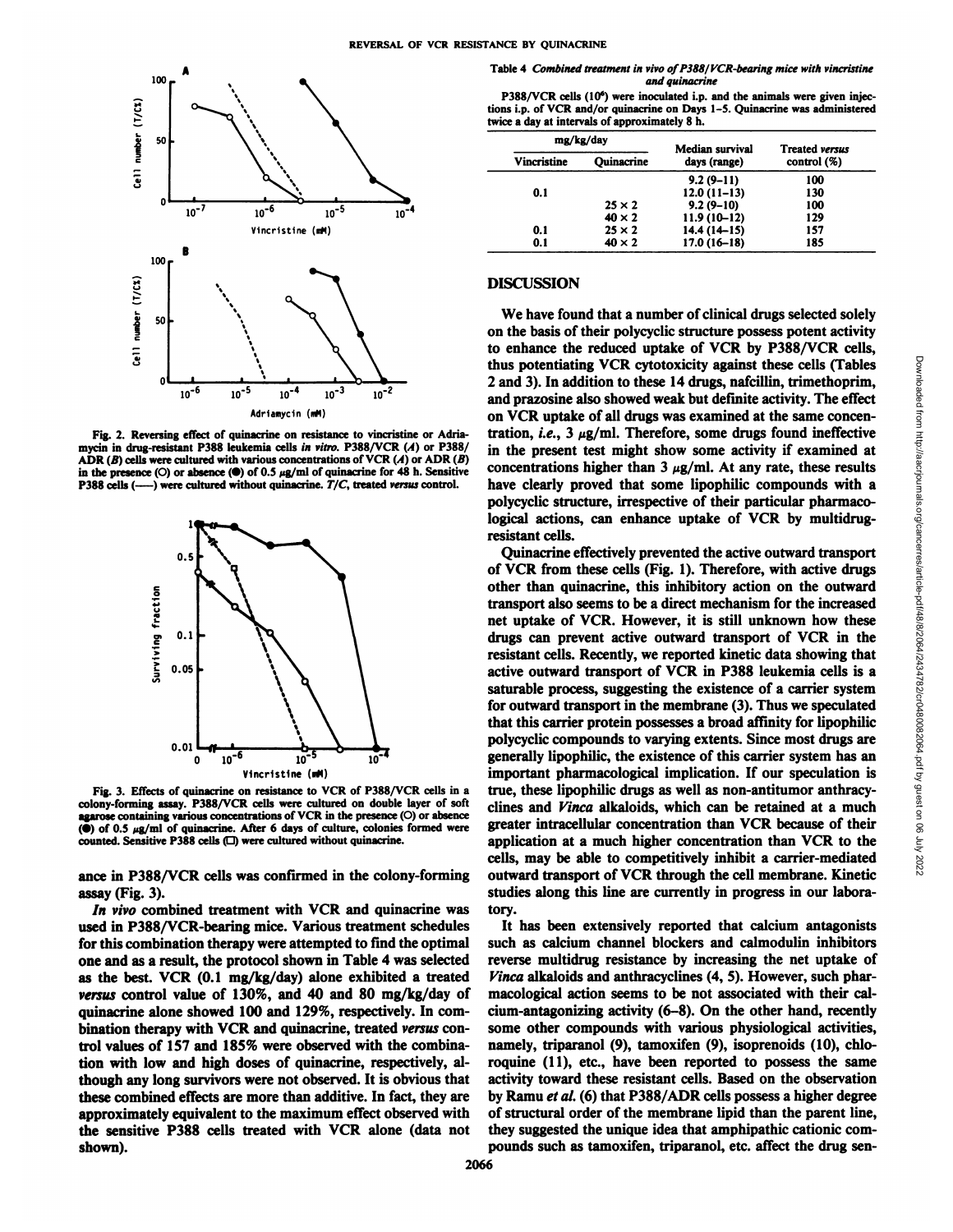Fig. 2. Reversing effect of quinacrine on resistance to vincristine or Adriamycin in drug-resistant P388 leukemia cells *in vitro*. P388/VCR (*A*) or P388/ADR (*B*) cells were cultured with various concentrations of VCR (*A*) or ADR (*B*) in the presence (○) or absence (●) of 0.5 μg/ml of quinacrine for 48 h. Sensitive P388 cells (----) were cultured without quinacrine. *T/C*, treated *versus* control.

Fig. 3. Effects of quinacrine on resistance to VCR of P388/VCR cells in a colony-forming assay. P388/VCR cells were cultured on double layer of soft agarose containing various concentrations of VCR in the presence (○) or absence (●) of 0.5 μg/ml of quinacrine. After 6 days of culture, colonies formed were counted. Sensitive P388 cells (□) were cultured without quinacrine.

ance in P388/VCR cells was confirmed in the colony-forming assay (Fig. 3).

*In vivo* combined treatment with VCR and quinacrine was used in P388/VCR-bearing mice. Various treatment schedules for this combination therapy were attempted to find the optimal one and as a result, the protocol shown in Table 4 was selected as the best. VCR (0.1 mg/kg/day) alone exhibited a treated *versus* control value of 130%, and 40 and 80 mg/kg/day of quinacrine alone showed 100 and 129%, respectively. In combination therapy with VCR and quinacrine, treated *versus* control values of 157 and 185% were observed with the combination with low and high doses of quinacrine, respectively, although any long survivors were not observed. It is obvious that these combined effects are more than additive. In fact, they are approximately equivalent to the maximum effect observed with the sensitive P388 cells treated with VCR alone (data not shown).

Table 4 *Combined treatment in vivo of P388/VCR-bearing mice with vincristine and quinacrine*

P388/VCR cells ($10^6$) were inoculated i.p. and the animals were given injections i.p. of VCR and/or quinacrine on Days 1-5. Quinacrine was administered twice a day at intervals of approximately 8 h.

| mg/kg/day | | Median survival days (range) | Treated *versus* control (%) |
|---|---|---|---|
| Vincristine | Quinacrine | | |
| | | 9.2 (9–11) | 100 |
| 0.1 | | 12.0 (11–13) | 130 |
| | 25 × 2 | 9.2 (9–10) | 100 |
| | 40 × 2 | 11.9 (10–12) | 129 |
| 0.1 | 25 × 2 | 14.4 (14–15) | 157 |
| 0.1 | 40 × 2 | 17.0 (16–18) | 185 |

## DISCUSSION

We have found that a number of clinical drugs selected solely on the basis of their polycyclic structure possess potent activity to enhance the reduced uptake of VCR by P388/VCR cells, thus potentiating VCR cytotoxicity against these cells (Tables 2 and 3). In addition to these 14 drugs, nafcillin, trimethoprim, and prazosine also showed weak but definite activity. The effect on VCR uptake of all drugs was examined at the same concentration, *i.e.*, 3 μg/ml. Therefore, some drugs found ineffective in the present test might show some activity if examined at concentrations higher than 3 μg/ml. At any rate, these results have clearly proved that some lipophilic compounds with a polycyclic structure, irrespective of their particular pharmacological actions, can enhance uptake of VCR by multidrug-resistant cells.

Quinacrine effectively prevented the active outward transport of VCR from these cells (Fig. 1). Therefore, with active drugs other than quinacrine, this inhibitory action on the outward transport also seems to be a direct mechanism for the increased net uptake of VCR. However, it is still unknown how these drugs can prevent active outward transport of VCR in the resistant cells. Recently, we reported kinetic data showing that active outward transport of VCR in P388 leukemia cells is a saturable process, suggesting the existence of a carrier system for outward transport in the membrane (3). Thus we speculated that this carrier protein possesses a broad affinity for lipophilic polycyclic compounds to varying extents. Since most drugs are generally lipophilic, the existence of this carrier system has an important pharmacological implication. If our speculation is true, these lipophilic drugs as well as non-antitumor anthracyclines and *Vinca* alkaloids, which can be retained at a much greater intracellular concentration than VCR because of their application at a much higher concentration than VCR to the cells, may be able to competitively inhibit a carrier-mediated outward transport of VCR through the cell membrane. Kinetic studies along this line are currently in progress in our laboratory.

It has been extensively reported that calcium antagonists such as calcium channel blockers and calmodulin inhibitors reverse multidrug resistance by increasing the net uptake of *Vinca* alkaloids and anthracyclines (4, 5). However, such pharmacological action seems to be not associated with their calcium-antagonizing activity (6–8). On the other hand, recently some other compounds with various physiological activities, namely, triparanol (9), tamoxifen (9), isoprenoids (10), chloroquine (11), etc., have been reported to possess the same activity toward these resistant cells. Based on the observation by Ramu *et al.* (6) that P388/ADR cells possess a higher degree of structural order of the membrane lipid than the parent line, they suggested the unique idea that amphipathic cationic compounds such as tamoxifen, triparanol, etc. affect the drug sen-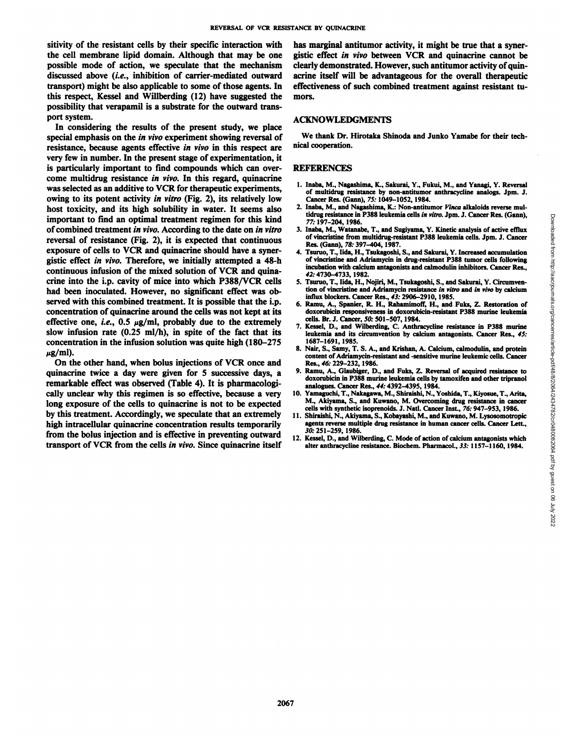sitivity of the resistant cells by their specific interaction with the cell membrane lipid domain. Although that may be one possible mode of action, we speculate that the mechanism discussed above (*i.e.*, inhibition of carrier-mediated outward transport) might be also applicable to some of those agents. In this respect, Kessel and Willberding (12) have suggested the possibility that verapamil is a substrate for the outward transport system.

In considering the results of the present study, we place special emphasis on the *in vivo* experiment showing reversal of resistance, because agents effective *in vivo* in this respect are very few in number. In the present stage of experimentation, it is particularly important to find compounds which can overcome multidrug resistance *in vivo*. In this regard, quinacrine was selected as an additive to VCR for therapeutic experiments, owing to its potent activity *in vitro* (Fig. 2), its relatively low host toxicity, and its high solubility in water. It seems also important to find an optimal treatment regimen for this kind of combined treatment *in vivo*. According to the date on *in vitro* reversal of resistance (Fig. 2), it is expected that continuous exposure of cells to VCR and quinacrine should have a synergistic effect *in vivo*. Therefore, we initially attempted a 48-h continuous infusion of the mixed solution of VCR and quinacrine into the i.p. cavity of mice into which P388/VCR cells had been inoculated. However, no significant effect was observed with this combined treatment. It is possible that the i.p. concentration of quinacrine around the cells was not kept at its effective one, *i.e.*, 0.5 μg/ml, probably due to the extremely slow infusion rate (0.25 ml/h), in spite of the fact that its concentration in the infusion solution was quite high (180–275 μg/ml).

On the other hand, when bolus injections of VCR once and quinacrine twice a day were given for 5 successive days, a remarkable effect was observed (Table 4). It is pharmacologically unclear why this regimen is so effective, because a very long exposure of the cells to quinacrine is not to be expected by this treatment. Accordingly, we speculate that an extremely high intracellular quinacrine concentration results temporarily from the bolus injection and is effective in preventing outward transport of VCR from the cells *in vivo*. Since quinacrine itself has marginal antitumor activity, it might be true that a synergistic effect *in vivo* between VCR and quinacrine cannot be clearly demonstrated. However, such antitumor activity of quinacrine itself will be advantageous for the overall therapeutic effectiveness of such combined treatment against resistant tumors.

## ACKNOWLEDGMENTS

We thank Dr. Hirotaka Shinoda and Junko Yamabe for their technical cooperation.

## REFERENCES

1. Inaba, M., Nagashima, K., Sakurai, Y., Fukui, M., and Yanagi, Y. Reversal of multidrug resistance by non-antitumor anthracycline analogs. Jpn. J. Cancer Res. (Gann), *75:* 1049–1052, 1984.
2. Inaba, M., and Nagashima, K.: Non-antitumor *Vinca* alkaloids reverse multidrug resistance in P388 leukemia cells *in vitro*. Jpn. J. Cancer Res. (Gann), *77:* 197–204, 1986.
3. Inaba, M., Watanabe, T., and Sugiyama, Y. Kinetic analysis of active efflux of vincristine from multidrug-resistant P388 leukemia cells. Jpn. J. Cancer Res. (Gann), *78:* 397–404, 1987.
4. Tsuruo, T., Iida, H., Tsukagoshi, S., and Sakurai, Y. Increased accumulation of vincristine and Adriamycin in drug-resistant P388 tumor cells following incubation with calcium antagonists and calmodulin inhibitors. Cancer Res., *42:* 4730–4733, 1982.
5. Tsuruo, T., Iida, H., Nojiri, M., Tsukagoshi, S., and Sakurai, Y. Circumvention of vincristine and Adriamycin resistance *in vitro* and *in vivo* by calcium influx blockers. Cancer Res., *43:* 2906–2910, 1985.
6. Ramu, A., Spanier, R. H., Rahamimoff, H., and Fuks, Z. Restoration of doxorubicin responsiveness in doxorubicin-resistant P388 murine leukemia cells. Br. J. Cancer, *50:* 501–507, 1984.
7. Kessel, D., and Wilberding, C. Anthracycline resistance in P388 murine leukemia and its circumvention by calcium antagonists. Cancer Res., *45:* 1687–1691, 1985.
8. Nair, S., Samy, T. S. A., and Krishan, A. Calcium, calmodulin, and protein content of Adriamycin-resistant and -sensitive murine leukemic cells. Cancer Res., *46:* 229–232, 1986.
9. Ramu, A., Glaubiger, D., and Fuks, Z. Reversal of acquired resistance to doxorubicin in P388 murine leukemia cells by tamoxifen and other tripranol analogues. Cancer Res., *44:* 4392–4395, 1984.
10. Yamaguchi, T., Nakagawa, M., Shiraishi, N., Yoshida, T., Kiyosue, T., Arita, M., Akiyama, S., and Kuwano, M. Overcoming drug resistance in cancer cells with synthetic isoprenoids. J. Natl. Cancer Inst., *76:* 947–953, 1986.
11. Shiraishi, N., Akiyama, S., Kobayashi, M., and Kuwano, M. Lysosomotropic agents reverse multiple drug resistance in human cancer cells. Cancer Lett., *30:* 251–259, 1986.
12. Kessel, D., and Wilberding, C. Mode of action of calcium antagonists which alter anthracycline resistance. Biochem. Pharmacol., *33:* 1157–1160, 1984.